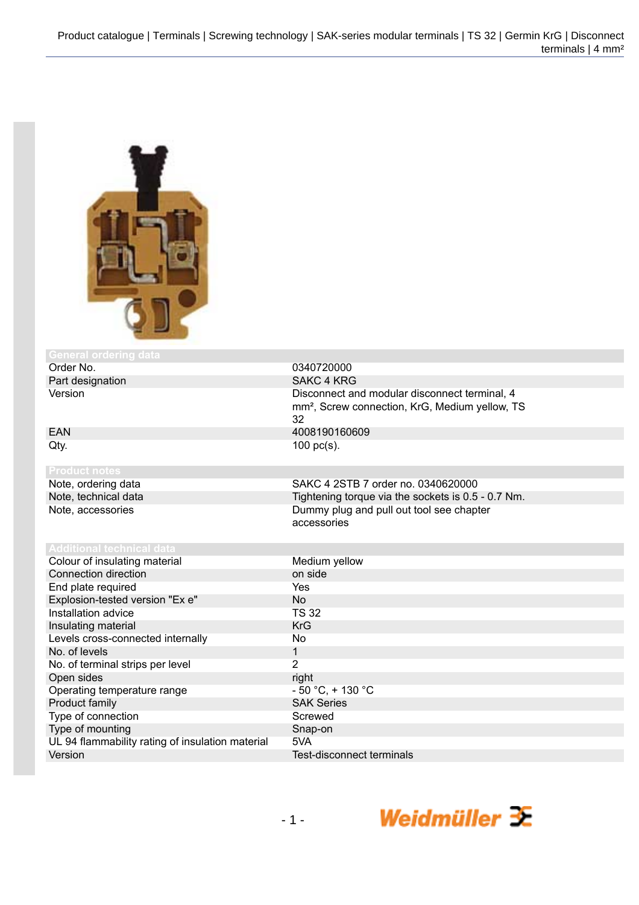| General ordering data | |
|---|---|
| Order No. | 0340720000 |
| Part designation | SAKC 4 KRG |
| Version | Disconnect and modular disconnect terminal, 4 mm², Screw connection, KrG, Medium yellow, TS 32 |
| EAN | 4008190160609 |
| Qty. | 100 pc(s). |

| Product notes | |
|---|---|
| Note, ordering data | SAKC 4 2STB 7 order no. 0340620000 |
| Note, technical data | Tightening torque via the sockets is 0.5 - 0.7 Nm. |
| Note, accessories | Dummy plug and pull out tool see chapter accessories |

| Additional technical data | |
|---|---|
| Colour of insulating material | Medium yellow |
| Connection direction | on side |
| End plate required | Yes |
| Explosion-tested version "Ex e" | No |
| Installation advice | TS 32 |
| Insulating material | KrG |
| Levels cross-connected internally | No |
| No. of levels | 1 |
| No. of terminal strips per level | 2 |
| Open sides | right |
| Operating temperature range | - 50 °C, + 130 °C |
| Product family | SAK Series |
| Type of connection | Screwed |
| Type of mounting | Snap-on |
| UL 94 flammability rating of insulation material | 5VA |
| Version | Test-disconnect terminals |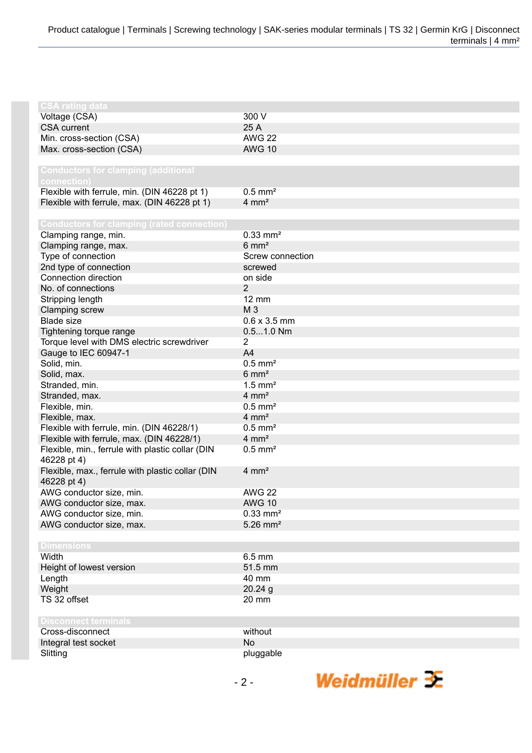### CSA rating data

| | |
|---|---|
| Voltage (CSA) | 300 V |
| CSA current | 25 A |
| Min. cross-section (CSA) | AWG 22 |
| Max. cross-section (CSA) | AWG 10 |

### Conductors for clamping (additional connection)

| | |
|---|---|
| Flexible with ferrule, min. (DIN 46228 pt 1) | 0.5 mm² |
| Flexible with ferrule, max. (DIN 46228 pt 1) | 4 mm² |

### Conductors for clamping (rated connection)

| | |
|---|---|
| Clamping range, min. | 0.33 mm² |
| Clamping range, max. | 6 mm² |
| Type of connection | Screw connection |
| 2nd type of connection | screwed |
| Connection direction | on side |
| No. of connections | 2 |
| Stripping length | 12 mm |
| Clamping screw | M 3 |
| Blade size | 0.6 x 3.5 mm |
| Tightening torque range | 0.5...1.0 Nm |
| Torque level with DMS electric screwdriver | 2 |
| Gauge to IEC 60947-1 | A4 |
| Solid, min. | 0.5 mm² |
| Solid, max. | 6 mm² |
| Stranded, min. | 1.5 mm² |
| Stranded, max. | 4 mm² |
| Flexible, min. | 0.5 mm² |
| Flexible, max. | 4 mm² |
| Flexible with ferrule, min. (DIN 46228/1) | 0.5 mm² |
| Flexible with ferrule, max. (DIN 46228/1) | 4 mm² |
| Flexible, min., ferrule with plastic collar (DIN 46228 pt 4) | 0.5 mm² |
| Flexible, max., ferrule with plastic collar (DIN 46228 pt 4) | 4 mm² |
| AWG conductor size, min. | AWG 22 |
| AWG conductor size, max. | AWG 10 |
| AWG conductor size, min. | 0.33 mm² |
| AWG conductor size, max. | 5.26 mm² |

### Dimensions

| | |
|---|---|
| Width | 6.5 mm |
| Height of lowest version | 51.5 mm |
| Length | 40 mm |
| Weight | 20.24 g |
| TS 32 offset | 20 mm |

### Disconnect terminals

| | |
|---|---|
| Cross-disconnect | without |
| Integral test socket | No |
| Slitting | pluggable |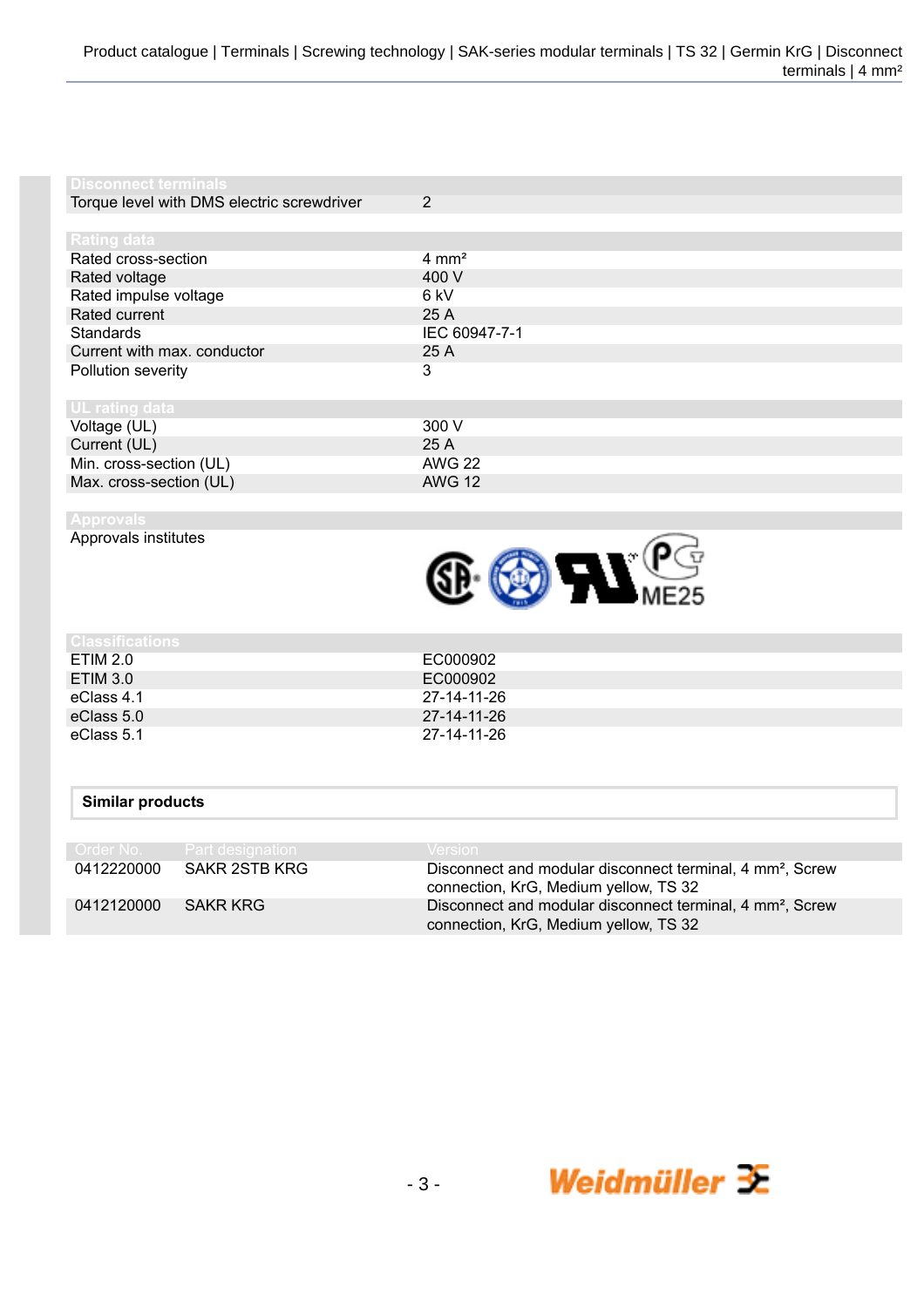| Disconnect terminals | |
|---|---|
| Torque level with DMS electric screwdriver | 2 |

| Rating data | |
|---|---|
| Rated cross-section | 4 mm² |
| Rated voltage | 400 V |
| Rated impulse voltage | 6 kV |
| Rated current | 25 A |
| Standards | IEC 60947-7-1 |
| Current with max. conductor | 25 A |
| Pollution severity | 3 |

| UL rating data | |
|---|---|
| Voltage (UL) | 300 V |
| Current (UL) | 25 A |
| Min. cross-section (UL) | AWG 22 |
| Max. cross-section (UL) | AWG 12 |

| Approvals | |
|---|---|
| Approvals institutes | ME25 |

| Classifications | |
|---|---|
| ETIM 2.0 | EC000902 |
| ETIM 3.0 | EC000902 |
| eClass 4.1 | 27-14-11-26 |
| eClass 5.0 | 27-14-11-26 |
| eClass 5.1 | 27-14-11-26 |

**Similar products**

| Order No. | Part designation | Version |
|---|---|---|
| 0412220000 | SAKR 2STB KRG | Disconnect and modular disconnect terminal, 4 mm², Screw connection, KrG, Medium yellow, TS 32 |
| 0412120000 | SAKR KRG | Disconnect and modular disconnect terminal, 4 mm², Screw connection, KrG, Medium yellow, TS 32 |